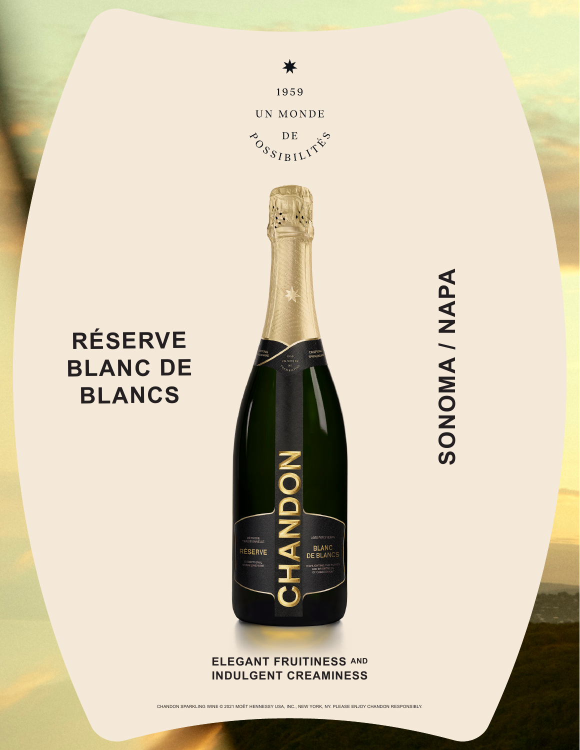1959

UN MONDE

DE

POSSIBILITÉS

# RÉSERVE BLANC DE BLANCS

# SONOMA / NAPA

**ELEGANT FRUITINESS AND INDULGENT CREAMINESS**

CHANDON SPARKLING WINE © 2021 MOËT HENNESSY USA, INC., NEW YORK, NY. PLEASE ENJOY CHANDON RESPONSIBLY.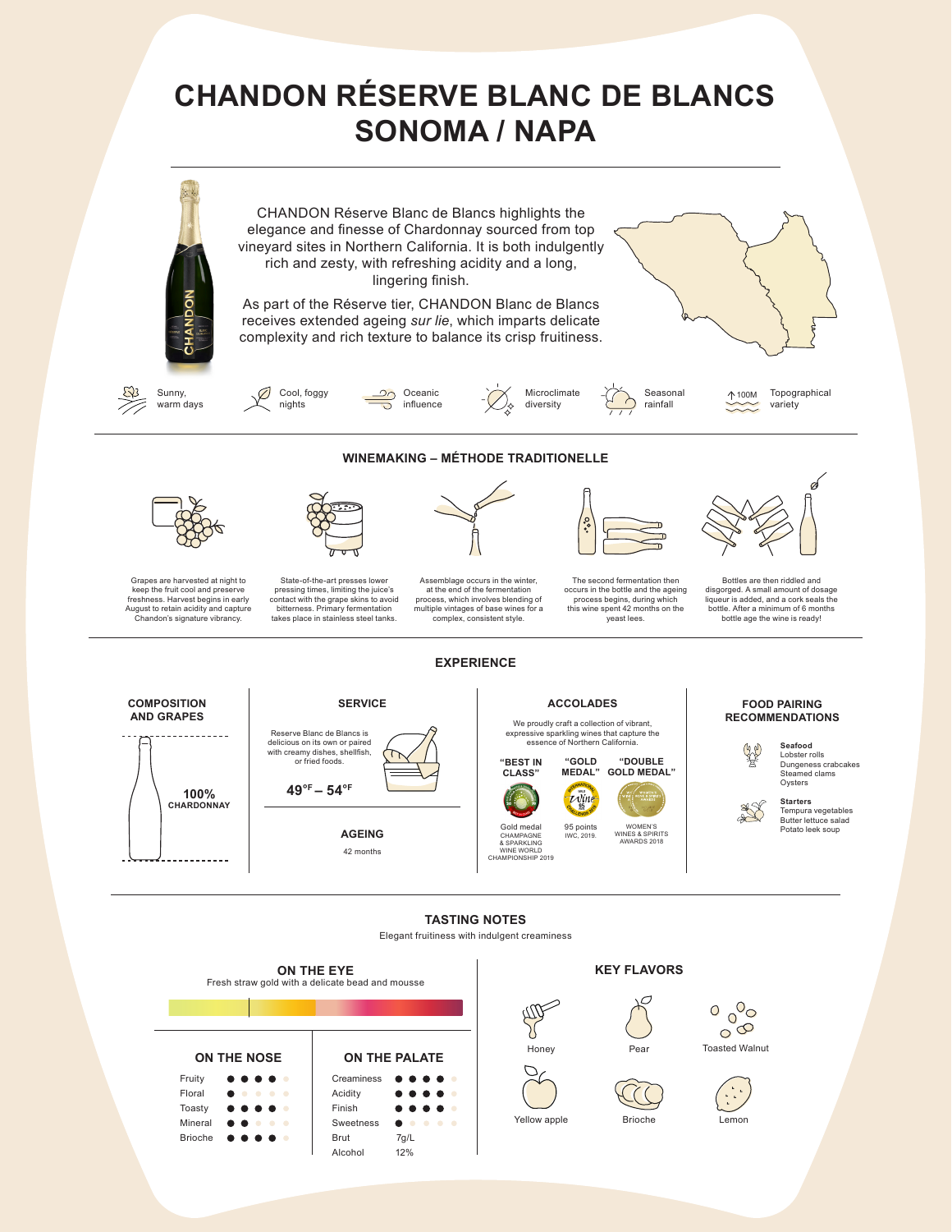# CHANDON RÉSERVE BLANC DE BLANCS SONOMA / NAPA

CHANDON Réserve Blanc de Blancs highlights the elegance and finesse of Chardonnay sourced from top vineyard sites in Northern California. It is both indulgently rich and zesty, with refreshing acidity and a long, lingering finish.

As part of the Réserve tier, CHANDON Blanc de Blancs receives extended ageing *sur lie*, which imparts delicate complexity and rich texture to balance its crisp fruitiness.

Sunny, warm days

Cool, foggy nights

Oceanic influence

Microclimate diversity

Seasonal rainfall

100M Topographical variety

## WINEMAKING – MÉTHODE TRADITIONELLE

Grapes are harvested at night to keep the fruit cool and preserve freshness. Harvest begins in early August to retain acidity and capture Chandon's signature vibrancy.

State-of-the-art presses lower pressing times, limiting the juice's contact with the grape skins to avoid bitterness. Primary fermentation takes place in stainless steel tanks.

Assemblage occurs in the winter, at the end of the fermentation process, which involves blending of multiple vintages of base wines for a complex, consistent style.

The second fermentation then occurs in the bottle and the ageing process begins, during which this wine spent 42 months on the yeast lees.

Bottles are then riddled and disgorged. A small amount of dosage liqueur is added, and a cork seals the bottle. After a minimum of 6 months bottle age the wine is ready!

## EXPERIENCE

### COMPOSITION AND GRAPES

100% CHARDONNAY

### SERVICE

Reserve Blanc de Blancs is delicious on its own or paired with creamy dishes, shellfish, or fried foods.

49°F – 54°F

### AGEING

42 months

### ACCOLADES

We proudly craft a collection of vibrant, expressive sparkling wines that capture the essence of Northern California.

"BEST IN CLASS" – Gold medal CHAMPAGNE & SPARKLING WINE WORLD CHAMPIONSHIP 2019

"GOLD MEDAL" – 95 points IWC, 2019.

"DOUBLE GOLD MEDAL" – WOMEN'S WINES & SPIRITS AWARDS 2018

### FOOD PAIRING RECOMMENDATIONS

**Seafood**
Lobster rolls
Dungeness crabcakes
Steamed clams
Oysters

**Starters**
Tempura vegetables
Butter lettuce salad
Potato leek soup

## TASTING NOTES

Elegant fruitiness with indulgent creaminess

### ON THE EYE

Fresh straw gold with a delicate bead and mousse

### ON THE NOSE

Fruity ●●●●○
Floral ●○○○○
Toasty ●●●●○
Mineral ●●○○○
Brioche ●●●●○

### ON THE PALATE

Creaminess ●●●●○
Acidity ●●●●○
Finish ●●●●○
Sweetness ●○○○○
Brut 7g/L
Alcohol 12%

### KEY FLAVORS

Honey

Pear

Toasted Walnut

Yellow apple

Brioche

Lemon